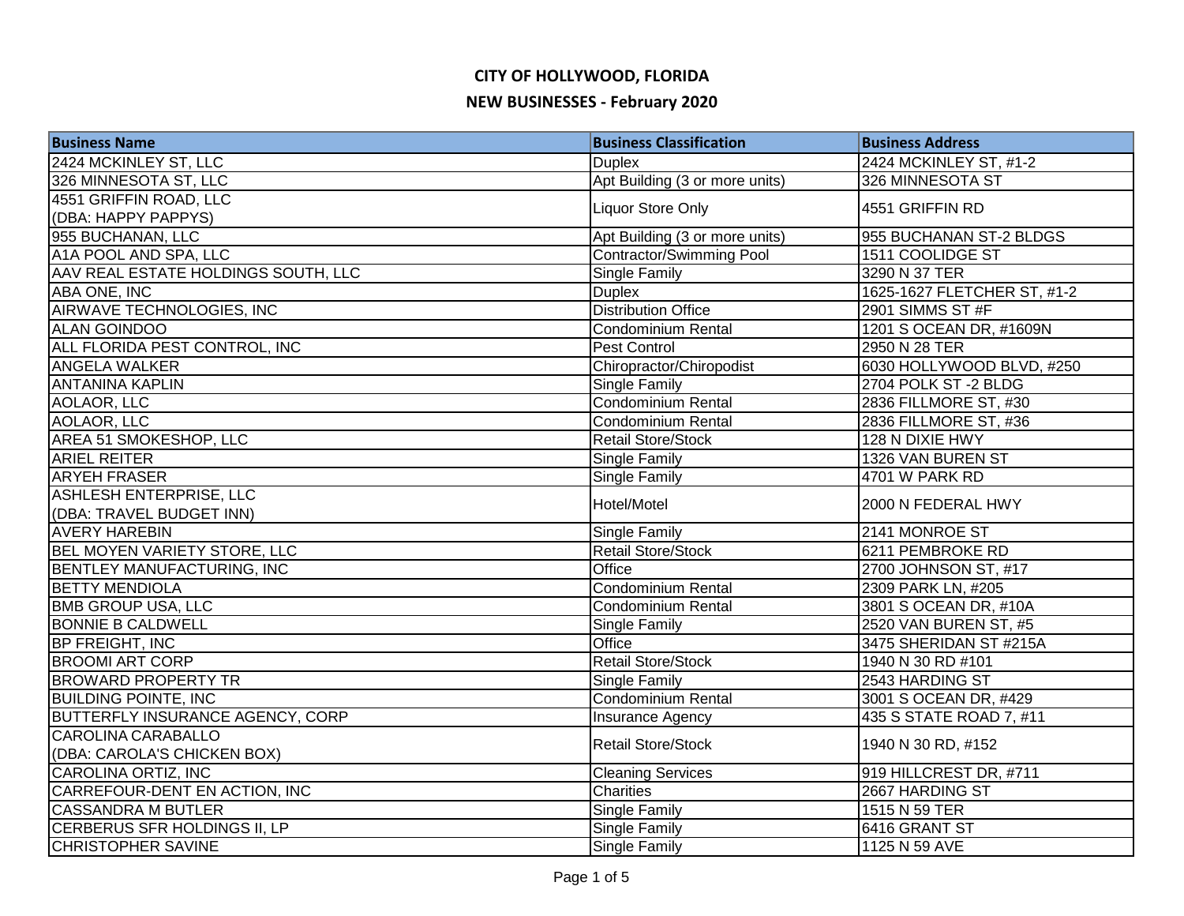# CITY OF HOLLYWOOD, FLORIDA

## NEW BUSINESSES - February 2020

| Business Name | Business Classification | Business Address |
|---|---|---|
| 2424 MCKINLEY ST, LLC | Duplex | 2424 MCKINLEY ST, #1-2 |
| 326 MINNESOTA ST, LLC | Apt Building (3 or more units) | 326 MINNESOTA ST |
| 4551 GRIFFIN ROAD, LLC (DBA: HAPPY PAPPYS) | Liquor Store Only | 4551 GRIFFIN RD |
| 955 BUCHANAN, LLC | Apt Building (3 or more units) | 955 BUCHANAN ST-2 BLDGS |
| A1A POOL AND SPA, LLC | Contractor/Swimming Pool | 1511 COOLIDGE ST |
| AAV REAL ESTATE HOLDINGS SOUTH, LLC | Single Family | 3290 N 37 TER |
| ABA ONE, INC | Duplex | 1625-1627 FLETCHER ST, #1-2 |
| AIRWAVE TECHNOLOGIES, INC | Distribution Office | 2901 SIMMS ST #F |
| ALAN GOINDOO | Condominium Rental | 1201 S OCEAN DR, #1609N |
| ALL FLORIDA PEST CONTROL, INC | Pest Control | 2950 N 28 TER |
| ANGELA WALKER | Chiropractor/Chiropodist | 6030 HOLLYWOOD BLVD, #250 |
| ANTANINA KAPLIN | Single Family | 2704 POLK ST -2 BLDG |
| AOLAOR, LLC | Condominium Rental | 2836 FILLMORE ST, #30 |
| AOLAOR, LLC | Condominium Rental | 2836 FILLMORE ST, #36 |
| AREA 51 SMOKESHOP, LLC | Retail Store/Stock | 128 N DIXIE HWY |
| ARIEL REITER | Single Family | 1326 VAN BUREN ST |
| ARYEH FRASER | Single Family | 4701 W PARK RD |
| ASHLESH ENTERPRISE, LLC (DBA: TRAVEL BUDGET INN) | Hotel/Motel | 2000 N FEDERAL HWY |
| AVERY HAREBIN | Single Family | 2141 MONROE ST |
| BEL MOYEN VARIETY STORE, LLC | Retail Store/Stock | 6211 PEMBROKE RD |
| BENTLEY MANUFACTURING, INC | Office | 2700 JOHNSON ST, #17 |
| BETTY MENDIOLA | Condominium Rental | 2309 PARK LN, #205 |
| BMB GROUP USA, LLC | Condominium Rental | 3801 S OCEAN DR, #10A |
| BONNIE B CALDWELL | Single Family | 2520 VAN BUREN ST, #5 |
| BP FREIGHT, INC | Office | 3475 SHERIDAN ST #215A |
| BROOMI ART CORP | Retail Store/Stock | 1940 N 30 RD #101 |
| BROWARD PROPERTY TR | Single Family | 2543 HARDING ST |
| BUILDING POINTE, INC | Condominium Rental | 3001 S OCEAN DR, #429 |
| BUTTERFLY INSURANCE AGENCY, CORP | Insurance Agency | 435 S STATE ROAD 7, #11 |
| CAROLINA CARABALLO (DBA: CAROLA'S CHICKEN BOX) | Retail Store/Stock | 1940 N 30 RD, #152 |
| CAROLINA ORTIZ, INC | Cleaning Services | 919 HILLCREST DR, #711 |
| CARREFOUR-DENT EN ACTION, INC | Charities | 2667 HARDING ST |
| CASSANDRA M BUTLER | Single Family | 1515 N 59 TER |
| CERBERUS SFR HOLDINGS II, LP | Single Family | 6416 GRANT ST |
| CHRISTOPHER SAVINE | Single Family | 1125 N 59 AVE |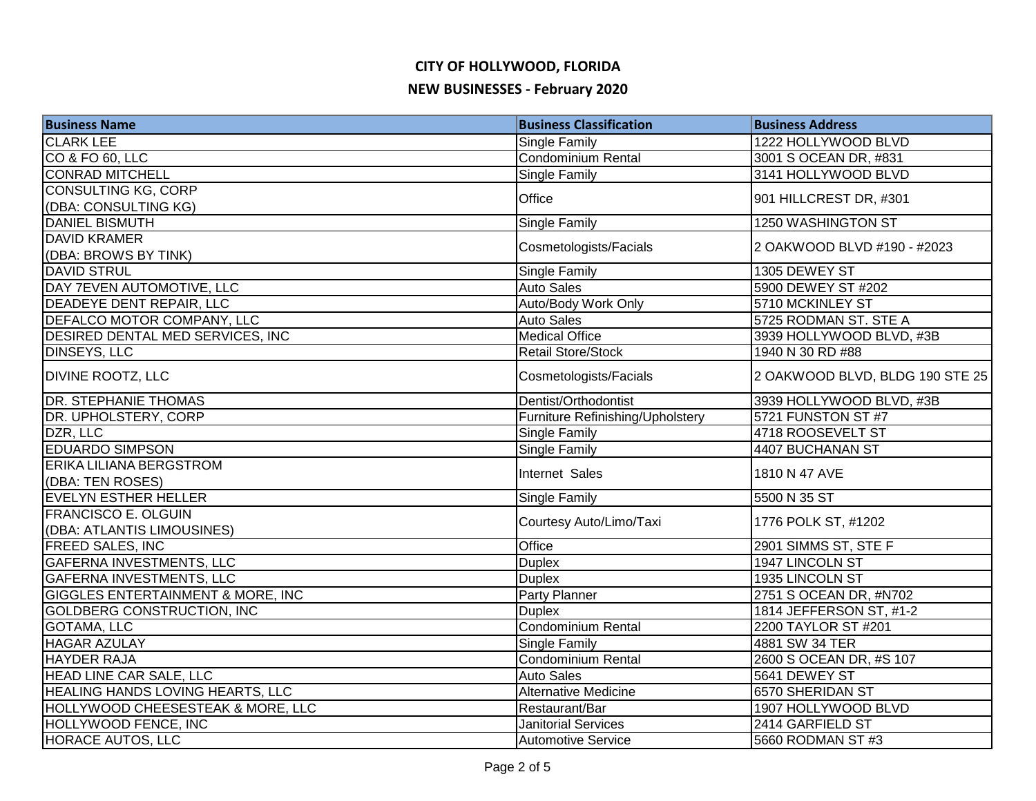# CITY OF HOLLYWOOD, FLORIDA

## NEW BUSINESSES - February 2020

| Business Name | Business Classification | Business Address |
|---|---|---|
| CLARK LEE | Single Family | 1222 HOLLYWOOD BLVD |
| CO & FO 60, LLC | Condominium Rental | 3001 S OCEAN DR, #831 |
| CONRAD MITCHELL | Single Family | 3141 HOLLYWOOD BLVD |
| CONSULTING KG, CORP (DBA: CONSULTING KG) | Office | 901 HILLCREST DR, #301 |
| DANIEL BISMUTH | Single Family | 1250 WASHINGTON ST |
| DAVID KRAMER (DBA: BROWS BY TINK) | Cosmetologists/Facials | 2 OAKWOOD BLVD #190 - #2023 |
| DAVID STRUL | Single Family | 1305 DEWEY ST |
| DAY 7EVEN AUTOMOTIVE, LLC | Auto Sales | 5900 DEWEY ST #202 |
| DEADEYE DENT REPAIR, LLC | Auto/Body Work Only | 5710 MCKINLEY ST |
| DEFALCO MOTOR COMPANY, LLC | Auto Sales | 5725 RODMAN ST. STE A |
| DESIRED DENTAL MED SERVICES, INC | Medical Office | 3939 HOLLYWOOD BLVD, #3B |
| DINSEYS, LLC | Retail Store/Stock | 1940 N 30 RD #88 |
| DIVINE ROOTZ, LLC | Cosmetologists/Facials | 2 OAKWOOD BLVD, BLDG 190 STE 25 |
| DR. STEPHANIE THOMAS | Dentist/Orthodontist | 3939 HOLLYWOOD BLVD, #3B |
| DR. UPHOLSTERY, CORP | Furniture Refinishing/Upholstery | 5721 FUNSTON ST #7 |
| DZR, LLC | Single Family | 4718 ROOSEVELT ST |
| EDUARDO SIMPSON | Single Family | 4407 BUCHANAN ST |
| ERIKA LILIANA BERGSTROM (DBA: TEN ROSES) | Internet Sales | 1810 N 47 AVE |
| EVELYN ESTHER HELLER | Single Family | 5500 N 35 ST |
| FRANCISCO E. OLGUIN (DBA: ATLANTIS LIMOUSINES) | Courtesy Auto/Limo/Taxi | 1776 POLK ST, #1202 |
| FREED SALES, INC | Office | 2901 SIMMS ST, STE F |
| GAFERNA INVESTMENTS, LLC | Duplex | 1947 LINCOLN ST |
| GAFERNA INVESTMENTS, LLC | Duplex | 1935 LINCOLN ST |
| GIGGLES ENTERTAINMENT & MORE, INC | Party Planner | 2751 S OCEAN DR, #N702 |
| GOLDBERG CONSTRUCTION, INC | Duplex | 1814 JEFFERSON ST, #1-2 |
| GOTAMA, LLC | Condominium Rental | 2200 TAYLOR ST #201 |
| HAGAR AZULAY | Single Family | 4881 SW 34 TER |
| HAYDER RAJA | Condominium Rental | 2600 S OCEAN DR, #S 107 |
| HEAD LINE CAR SALE, LLC | Auto Sales | 5641 DEWEY ST |
| HEALING HANDS LOVING HEARTS, LLC | Alternative Medicine | 6570 SHERIDAN ST |
| HOLLYWOOD CHEESESTEAK & MORE, LLC | Restaurant/Bar | 1907 HOLLYWOOD BLVD |
| HOLLYWOOD FENCE, INC | Janitorial Services | 2414 GARFIELD ST |
| HORACE AUTOS, LLC | Automotive Service | 5660 RODMAN ST #3 |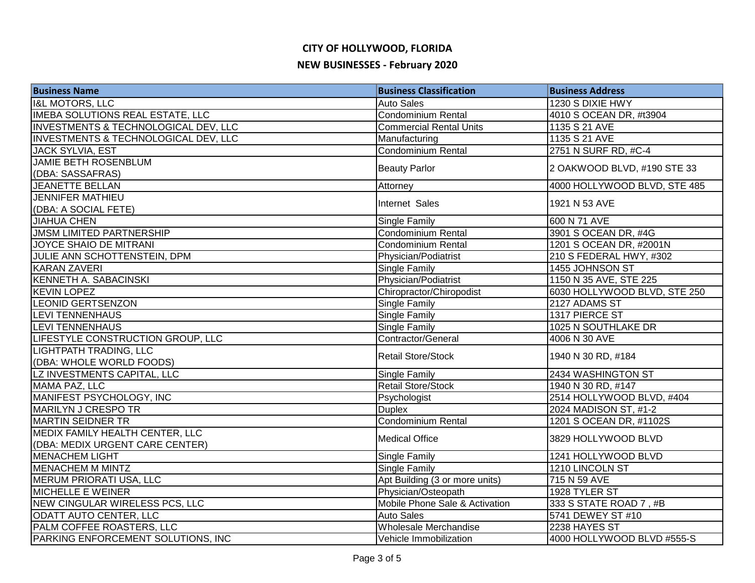# CITY OF HOLLYWOOD, FLORIDA

## NEW BUSINESSES - February 2020

| Business Name | Business Classification | Business Address |
|---|---|---|
| I&L MOTORS, LLC | Auto Sales | 1230 S DIXIE HWY |
| IMEBA SOLUTIONS REAL ESTATE, LLC | Condominium Rental | 4010 S OCEAN DR, #t3904 |
| INVESTMENTS & TECHNOLOGICAL DEV, LLC | Commercial Rental Units | 1135 S 21 AVE |
| INVESTMENTS & TECHNOLOGICAL DEV, LLC | Manufacturing | 1135 S 21 AVE |
| JACK SYLVIA, EST | Condominium Rental | 2751 N SURF RD, #C-4 |
| JAMIE BETH ROSENBLUM (DBA: SASSAFRAS) | Beauty Parlor | 2 OAKWOOD BLVD, #190 STE 33 |
| JEANETTE BELLAN | Attorney | 4000 HOLLYWOOD BLVD, STE 485 |
| JENNIFER MATHIEU (DBA: A SOCIAL FETE) | Internet Sales | 1921 N 53 AVE |
| JIAHUA CHEN | Single Family | 600 N 71 AVE |
| JMSM LIMITED PARTNERSHIP | Condominium Rental | 3901 S OCEAN DR, #4G |
| JOYCE SHAIO DE MITRANI | Condominium Rental | 1201 S OCEAN DR, #2001N |
| JULIE ANN SCHOTTENSTEIN, DPM | Physician/Podiatrist | 210 S FEDERAL HWY, #302 |
| KARAN ZAVERI | Single Family | 1455 JOHNSON ST |
| KENNETH A. SABACINSKI | Physician/Podiatrist | 1150 N 35 AVE, STE 225 |
| KEVIN LOPEZ | Chiropractor/Chiropodist | 6030 HOLLYWOOD BLVD, STE 250 |
| LEONID GERTSENZON | Single Family | 2127 ADAMS ST |
| LEVI TENNENHAUS | Single Family | 1317 PIERCE ST |
| LEVI TENNENHAUS | Single Family | 1025 N SOUTHLAKE DR |
| LIFESTYLE CONSTRUCTION GROUP, LLC | Contractor/General | 4006 N 30 AVE |
| LIGHTPATH TRADING, LLC (DBA: WHOLE WORLD FOODS) | Retail Store/Stock | 1940 N 30 RD, #184 |
| LZ INVESTMENTS CAPITAL, LLC | Single Family | 2434 WASHINGTON ST |
| MAMA PAZ, LLC | Retail Store/Stock | 1940 N 30 RD, #147 |
| MANIFEST PSYCHOLOGY, INC | Psychologist | 2514 HOLLYWOOD BLVD, #404 |
| MARILYN J CRESPO TR | Duplex | 2024 MADISON ST, #1-2 |
| MARTIN SEIDNER TR | Condominium Rental | 1201 S OCEAN DR, #1102S |
| MEDIX FAMILY HEALTH CENTER, LLC (DBA: MEDIX URGENT CARE CENTER) | Medical Office | 3829 HOLLYWOOD BLVD |
| MENACHEM LIGHT | Single Family | 1241 HOLLYWOOD BLVD |
| MENACHEM M MINTZ | Single Family | 1210 LINCOLN ST |
| MERUM PRIORATI USA, LLC | Apt Building (3 or more units) | 715 N 59 AVE |
| MICHELLE E WEINER | Physician/Osteopath | 1928 TYLER ST |
| NEW CINGULAR WIRELESS PCS, LLC | Mobile Phone Sale & Activation | 333 S STATE ROAD 7 , #B |
| ODATT AUTO CENTER, LLC | Auto Sales | 5741 DEWEY ST #10 |
| PALM COFFEE ROASTERS, LLC | Wholesale Merchandise | 2238 HAYES ST |
| PARKING ENFORCEMENT SOLUTIONS, INC | Vehicle Immobilization | 4000 HOLLYWOOD BLVD #555-S |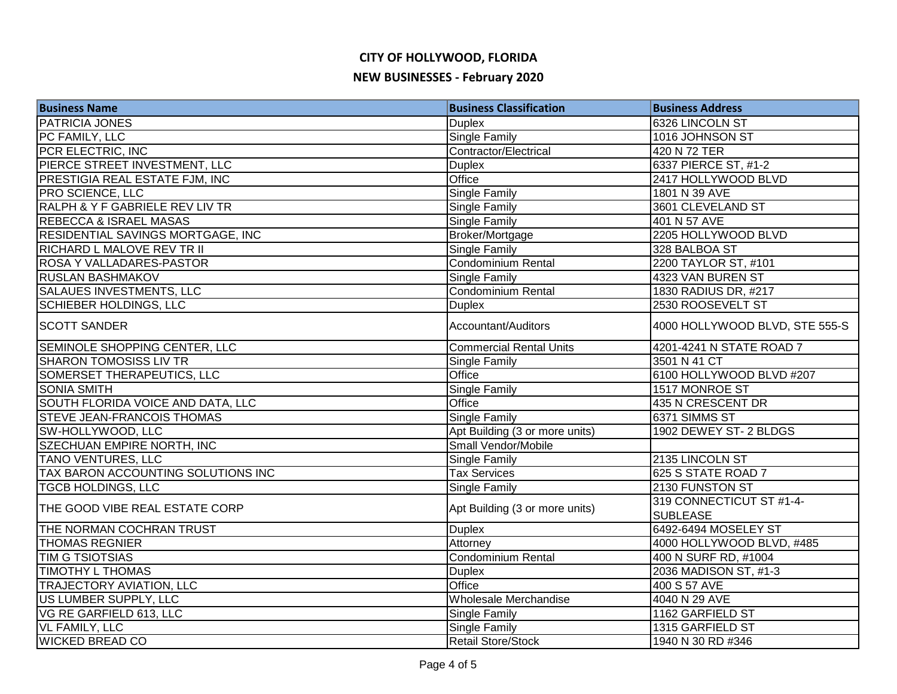# CITY OF HOLLYWOOD, FLORIDA

## NEW BUSINESSES - February 2020

| Business Name | Business Classification | Business Address |
|---|---|---|
| PATRICIA JONES | Duplex | 6326 LINCOLN ST |
| PC FAMILY, LLC | Single Family | 1016 JOHNSON ST |
| PCR ELECTRIC, INC | Contractor/Electrical | 420 N 72 TER |
| PIERCE STREET INVESTMENT, LLC | Duplex | 6337 PIERCE ST, #1-2 |
| PRESTIGIA REAL ESTATE FJM, INC | Office | 2417 HOLLYWOOD BLVD |
| PRO SCIENCE, LLC | Single Family | 1801 N 39 AVE |
| RALPH & Y F GABRIELE REV LIV TR | Single Family | 3601 CLEVELAND ST |
| REBECCA & ISRAEL MASAS | Single Family | 401 N 57 AVE |
| RESIDENTIAL SAVINGS MORTGAGE, INC | Broker/Mortgage | 2205 HOLLYWOOD BLVD |
| RICHARD L MALOVE REV TR II | Single Family | 328 BALBOA ST |
| ROSA Y VALLADARES-PASTOR | Condominium Rental | 2200 TAYLOR ST, #101 |
| RUSLAN BASHMAKOV | Single Family | 4323 VAN BUREN ST |
| SALAUES INVESTMENTS, LLC | Condominium Rental | 1830 RADIUS DR, #217 |
| SCHIEBER HOLDINGS, LLC | Duplex | 2530 ROOSEVELT ST |
| SCOTT SANDER | Accountant/Auditors | 4000 HOLLYWOOD BLVD, STE 555-S |
| SEMINOLE SHOPPING CENTER, LLC | Commercial Rental Units | 4201-4241 N STATE ROAD 7 |
| SHARON TOMOSISS LIV TR | Single Family | 3501 N 41 CT |
| SOMERSET THERAPEUTICS, LLC | Office | 6100 HOLLYWOOD BLVD #207 |
| SONIA SMITH | Single Family | 1517 MONROE ST |
| SOUTH FLORIDA VOICE AND DATA, LLC | Office | 435 N CRESCENT DR |
| STEVE JEAN-FRANCOIS THOMAS | Single Family | 6371 SIMMS ST |
| SW-HOLLYWOOD, LLC | Apt Building (3 or more units) | 1902 DEWEY ST- 2 BLDGS |
| SZECHUAN EMPIRE NORTH, INC | Small Vendor/Mobile | |
| TANO VENTURES, LLC | Single Family | 2135 LINCOLN ST |
| TAX BARON ACCOUNTING SOLUTIONS INC | Tax Services | 625 S STATE ROAD 7 |
| TGCB HOLDINGS, LLC | Single Family | 2130 FUNSTON ST |
| THE GOOD VIBE REAL ESTATE CORP | Apt Building (3 or more units) | 319 CONNECTICUT ST #1-4-SUBLEASE |
| THE NORMAN COCHRAN TRUST | Duplex | 6492-6494 MOSELEY ST |
| THOMAS REGNIER | Attorney | 4000 HOLLYWOOD BLVD, #485 |
| TIM G TSIOTSIAS | Condominium Rental | 400 N SURF RD, #1004 |
| TIMOTHY L THOMAS | Duplex | 2036 MADISON ST, #1-3 |
| TRAJECTORY AVIATION, LLC | Office | 400 S 57 AVE |
| US LUMBER SUPPLY, LLC | Wholesale Merchandise | 4040 N 29 AVE |
| VG RE GARFIELD 613, LLC | Single Family | 1162 GARFIELD ST |
| VL FAMILY, LLC | Single Family | 1315 GARFIELD ST |
| WICKED BREAD CO | Retail Store/Stock | 1940 N 30 RD #346 |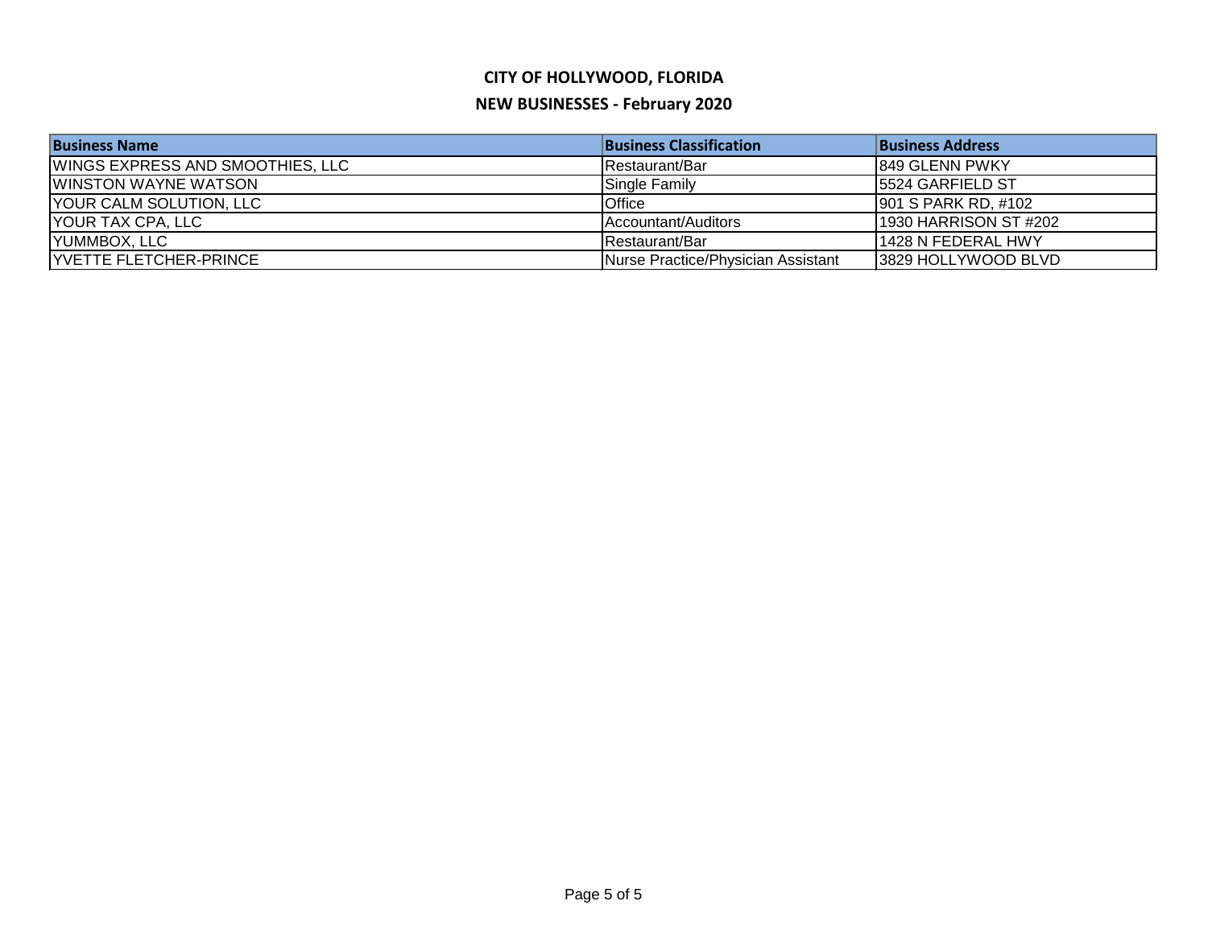# CITY OF HOLLYWOOD, FLORIDA

## NEW BUSINESSES - February 2020

| Business Name | Business Classification | Business Address |
|---|---|---|
| WINGS EXPRESS AND SMOOTHIES, LLC | Restaurant/Bar | 849 GLENN PWKY |
| WINSTON WAYNE WATSON | Single Family | 5524 GARFIELD ST |
| YOUR CALM SOLUTION, LLC | Office | 901 S PARK RD, #102 |
| YOUR TAX CPA, LLC | Accountant/Auditors | 1930 HARRISON ST #202 |
| YUMMBOX, LLC | Restaurant/Bar | 1428 N FEDERAL HWY |
| YVETTE FLETCHER-PRINCE | Nurse Practice/Physician Assistant | 3829 HOLLYWOOD BLVD |